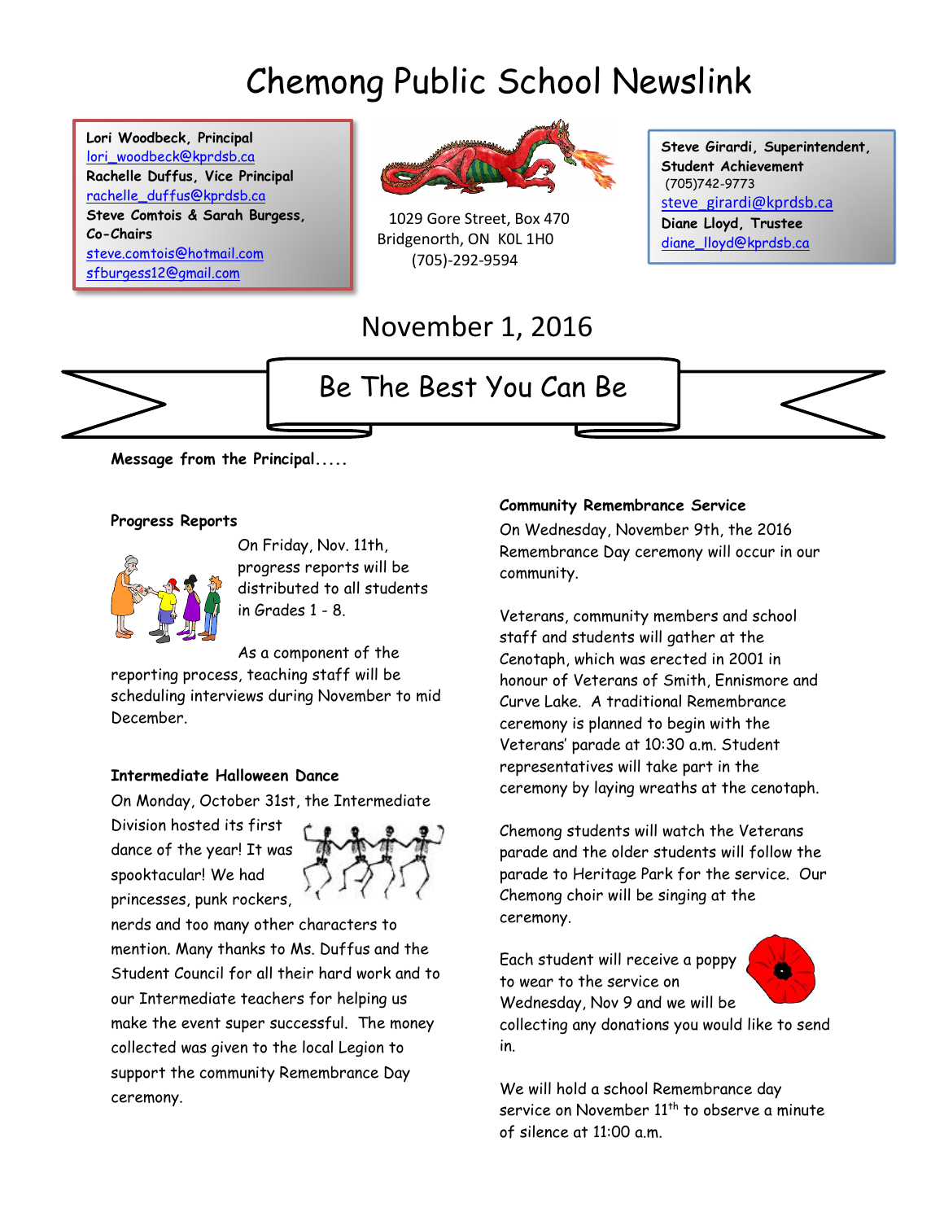# Chemong Public School Newslink

**Lori Woodbeck, Principal**
lori_woodbeck@kprdsb.ca
**Rachelle Duffus, Vice Principal**
rachelle_duffus@kprdsb.ca
**Steve Comtois & Sarah Burgess, Co-Chairs**
steve.comtois@hotmail.com
sfburgess12@gmail.com

1029 Gore Street, Box 470
Bridgenorth, ON K0L 1H0
(705)-292-9594

**Steve Girardi, Superintendent, Student Achievement**
(705)742-9773
steve_girardi@kprdsb.ca
**Diane Lloyd, Trustee**
diane_lloyd@kprdsb.ca

November 1, 2016

## Be The Best You Can Be

**Message from the Principal.....**

### Progress Reports

On Friday, Nov. 11th, progress reports will be distributed to all students in Grades 1 - 8.

As a component of the reporting process, teaching staff will be scheduling interviews during November to mid December.

### Intermediate Halloween Dance

On Monday, October 31st, the Intermediate Division hosted its first dance of the year! It was spooktacular! We had princesses, punk rockers, nerds and too many other characters to mention. Many thanks to Ms. Duffus and the Student Council for all their hard work and to our Intermediate teachers for helping us make the event super successful. The money collected was given to the local Legion to support the community Remembrance Day ceremony.

### Community Remembrance Service

On Wednesday, November 9th, the 2016 Remembrance Day ceremony will occur in our community.

Veterans, community members and school staff and students will gather at the Cenotaph, which was erected in 2001 in honour of Veterans of Smith, Ennismore and Curve Lake. A traditional Remembrance ceremony is planned to begin with the Veterans' parade at 10:30 a.m. Student representatives will take part in the ceremony by laying wreaths at the cenotaph.

Chemong students will watch the Veterans parade and the older students will follow the parade to Heritage Park for the service. Our Chemong choir will be singing at the ceremony.

Each student will receive a poppy to wear to the service on Wednesday, Nov 9 and we will be collecting any donations you would like to send in.

We will hold a school Remembrance day service on November 11th to observe a minute of silence at 11:00 a.m.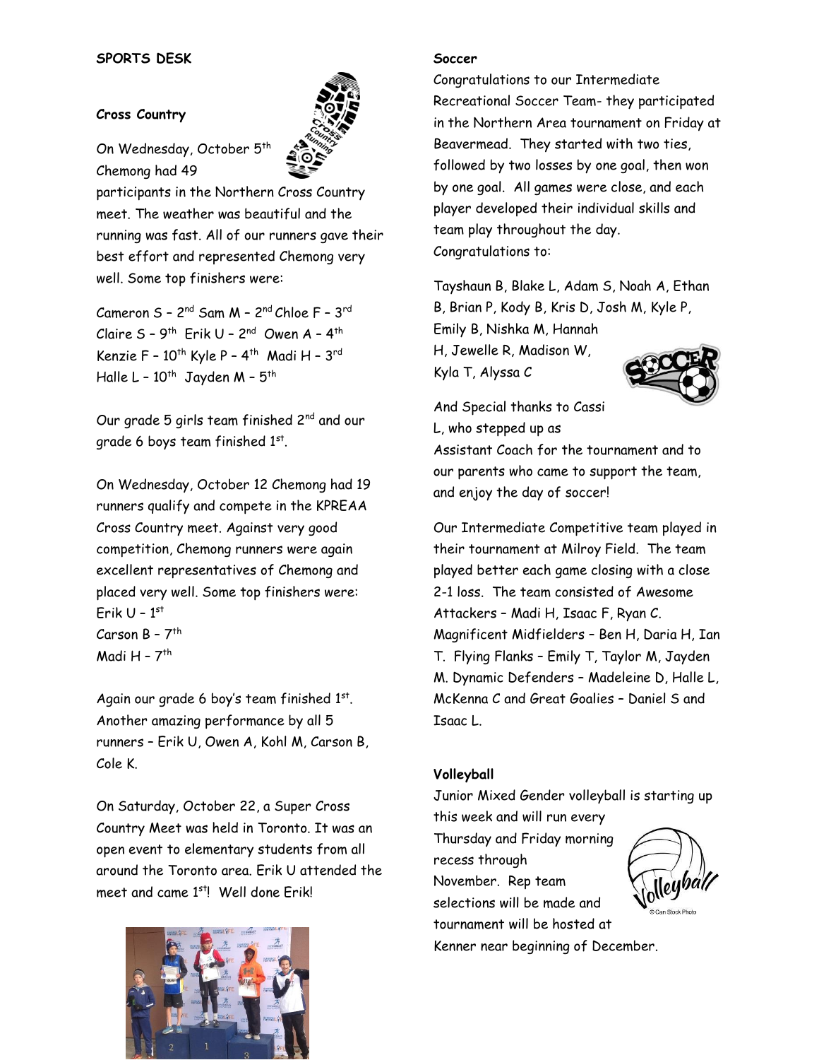# SPORTS DESK

## Cross Country

On Wednesday, October 5th Chemong had 49 participants in the Northern Cross Country meet. The weather was beautiful and the running was fast. All of our runners gave their best effort and represented Chemong very well. Some top finishers were:

Cameron S – 2nd Sam M – 2nd Chloe F – 3rd
Claire S – 9th Erik U – 2nd Owen A – 4th
Kenzie F – 10th Kyle P – 4th Madi H – 3rd
Halle L – 10th Jayden M – 5th

Our grade 5 girls team finished 2nd and our grade 6 boys team finished 1st.

On Wednesday, October 12 Chemong had 19 runners qualify and compete in the KPREAA Cross Country meet. Against very good competition, Chemong runners were again excellent representatives of Chemong and placed very well. Some top finishers were:
Erik U – 1st
Carson B – 7th
Madi H – 7th

Again our grade 6 boy's team finished 1st. Another amazing performance by all 5 runners – Erik U, Owen A, Kohl M, Carson B, Cole K.

On Saturday, October 22, a Super Cross Country Meet was held in Toronto. It was an open event to elementary students from all around the Toronto area. Erik U attended the meet and came 1st! Well done Erik!

## Soccer

Congratulations to our Intermediate Recreational Soccer Team- they participated in the Northern Area tournament on Friday at Beavermead. They started with two ties, followed by two losses by one goal, then won by one goal. All games were close, and each player developed their individual skills and team play throughout the day.
Congratulations to:

Tayshaun B, Blake L, Adam S, Noah A, Ethan B, Brian P, Kody B, Kris D, Josh M, Kyle P, Emily B, Nishka M, Hannah H, Jewelle R, Madison W, Kyla T, Alyssa C

And Special thanks to Cassi L, who stepped up as Assistant Coach for the tournament and to our parents who came to support the team, and enjoy the day of soccer!

Our Intermediate Competitive team played in their tournament at Milroy Field. The team played better each game closing with a close 2-1 loss. The team consisted of Awesome Attackers – Madi H, Isaac F, Ryan C. Magnificent Midfielders – Ben H, Daria H, Ian T. Flying Flanks – Emily T, Taylor M, Jayden M. Dynamic Defenders – Madeleine D, Halle L, McKenna C and Great Goalies – Daniel S and Isaac L.

## Volleyball

Junior Mixed Gender volleyball is starting up this week and will run every Thursday and Friday morning recess through November. Rep team selections will be made and tournament will be hosted at Kenner near beginning of December.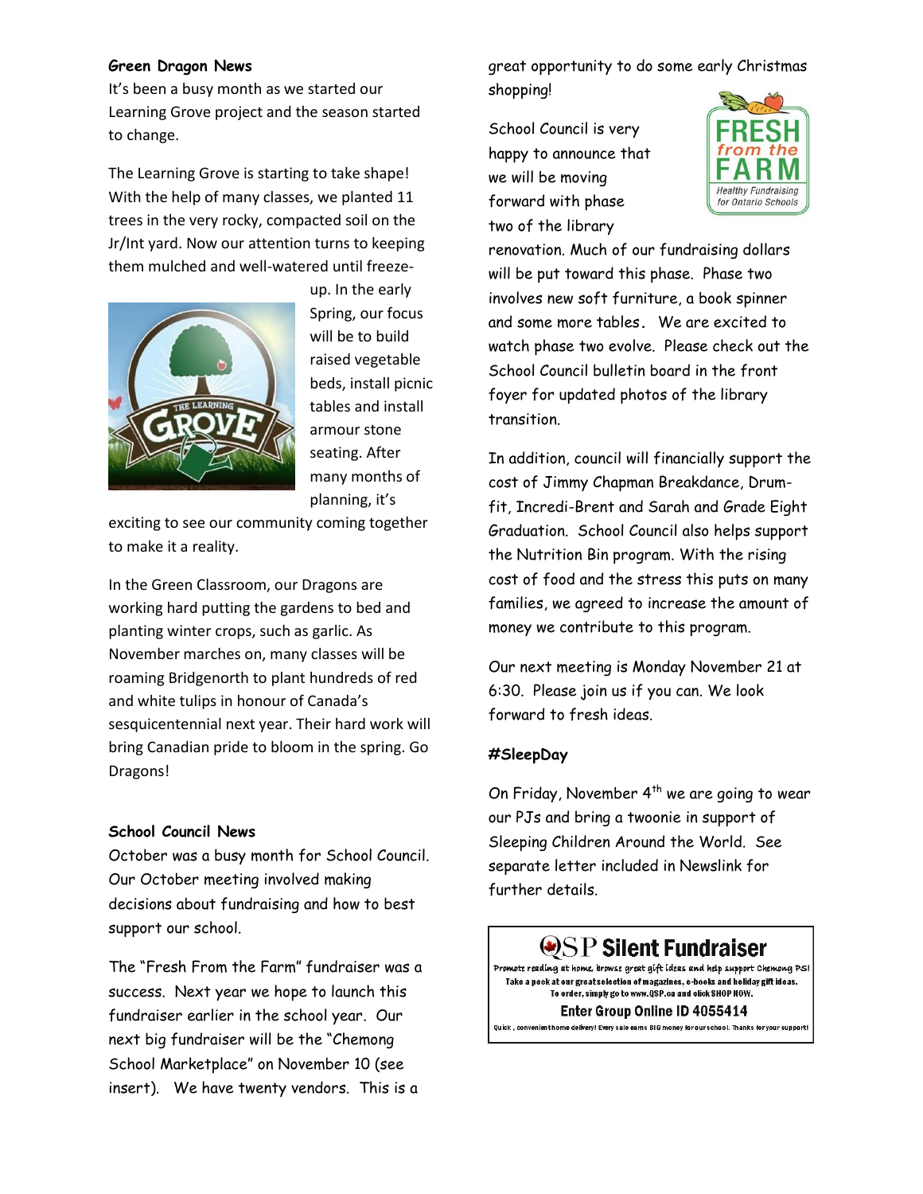### Green Dragon News

It's been a busy month as we started our Learning Grove project and the season started to change.

The Learning Grove is starting to take shape! With the help of many classes, we planted 11 trees in the very rocky, compacted soil on the Jr/Int yard. Now our attention turns to keeping them mulched and well-watered until freeze-up. In the early Spring, our focus will be to build raised vegetable beds, install picnic tables and install armour stone seating. After many months of planning, it's exciting to see our community coming together to make it a reality.

In the Green Classroom, our Dragons are working hard putting the gardens to bed and planting winter crops, such as garlic. As November marches on, many classes will be roaming Bridgenorth to plant hundreds of red and white tulips in honour of Canada's sesquicentennial next year. Their hard work will bring Canadian pride to bloom in the spring. Go Dragons!

### School Council News

October was a busy month for School Council. Our October meeting involved making decisions about fundraising and how to best support our school.

The "Fresh From the Farm" fundraiser was a success. Next year we hope to launch this fundraiser earlier in the school year. Our next big fundraiser will be the "Chemong School Marketplace" on November 10 (see insert). We have twenty vendors. This is a great opportunity to do some early Christmas shopping!

School Council is very happy to announce that we will be moving forward with phase two of the library renovation. Much of our fundraising dollars will be put toward this phase. Phase two involves new soft furniture, a book spinner and some more tables. We are excited to watch phase two evolve. Please check out the School Council bulletin board in the front foyer for updated photos of the library transition.

In addition, council will financially support the cost of Jimmy Chapman Breakdance, Drum-fit, Incredi-Brent and Sarah and Grade Eight Graduation. School Council also helps support the Nutrition Bin program. With the rising cost of food and the stress this puts on many families, we agreed to increase the amount of money we contribute to this program.

Our next meeting is Monday November 21 at 6:30. Please join us if you can. We look forward to fresh ideas.

### #SleepDay

On Friday, November 4th we are going to wear our PJs and bring a twoonie in support of Sleeping Children Around the World. See separate letter included in Newslink for further details.

**QSP Silent Fundraiser**

Promote reading at home, browse great gift ideas and help support Chemong PS!
Take a peek at our great selection of magazines, e-books and holiday gift ideas.
To order, simply go to www.QSP.ca and click SHOP NOW.

**Enter Group Online ID 4055414**

Quick, convenient home delivery! Every sale earns BIG money for our school. Thanks for your support!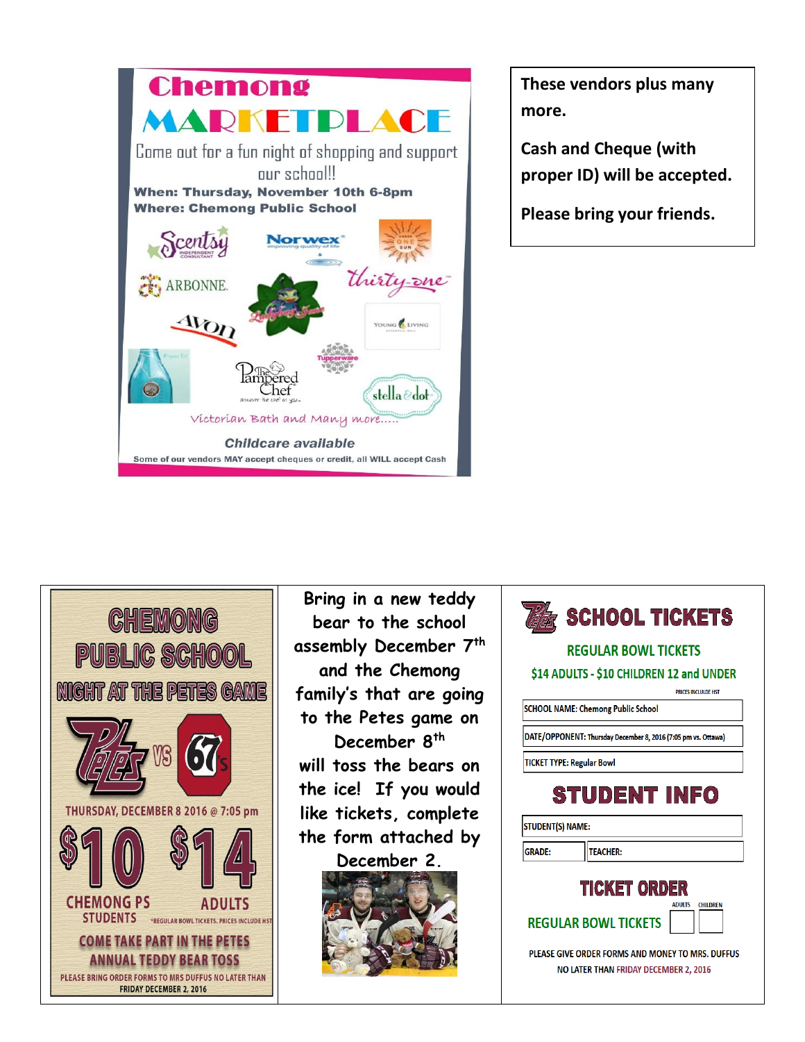# Chemong MARKETPLACE

Come out for a fun night of shopping and support our school!!

**When: Thursday, November 10th 6-8pm**

**Where: Chemong Public School**

Scentsy Independent Consultant

Norwex improving quality of life

Under One Sun

ARBONNE

thirty-one

Ladybug Juice

AVON

Young Living

Tupperware

The Pampered Chef discover the chef in you

stella & dot

Victorian Bath and Many more.....

**Childcare available**

Some of our vendors MAY accept cheques or credit, all WILL accept Cash

**These vendors plus many more.**

**Cash and Cheque (with proper ID) will be accepted.**

**Please bring your friends.**

# CHEMONG PUBLIC SCHOOL

## NIGHT AT THE PETES GAME

Petes VS 67's

THURSDAY, DECEMBER 8 2016 @ 7:05 pm

**$10** CHEMONG PS STUDENTS

**$14** ADULTS

*REGULAR BOWL TICKETS. PRICES INCLUDE HST

COME TAKE PART IN THE PETES ANNUAL TEDDY BEAR TOSS

PLEASE BRING ORDER FORMS TO MRS DUFFUS NO LATER THAN FRIDAY DECEMBER 2, 2016

Bring in a new teddy bear to the school assembly December 7th and the Chemong family's that are going to the Petes game on December 8th will toss the bears on the ice! If you would like tickets, complete the form attached by December 2.

## SCHOOL TICKETS

REGULAR BOWL TICKETS

$14 ADULTS - $10 CHILDREN 12 and UNDER

PRICES INCLUDE HST

SCHOOL NAME: Chemong Public School

DATE/OPPONENT: Thursday December 8, 2016 (7:05 pm vs. Ottawa)

TICKET TYPE: Regular Bowl

## STUDENT INFO

STUDENT(S) NAME:

GRADE: TEACHER:

## TICKET ORDER

| | ADULTS | CHILDREN |
|---|---|---|
| REGULAR BOWL TICKETS | | |

PLEASE GIVE ORDER FORMS AND MONEY TO MRS. DUFFUS NO LATER THAN FRIDAY DECEMBER 2, 2016